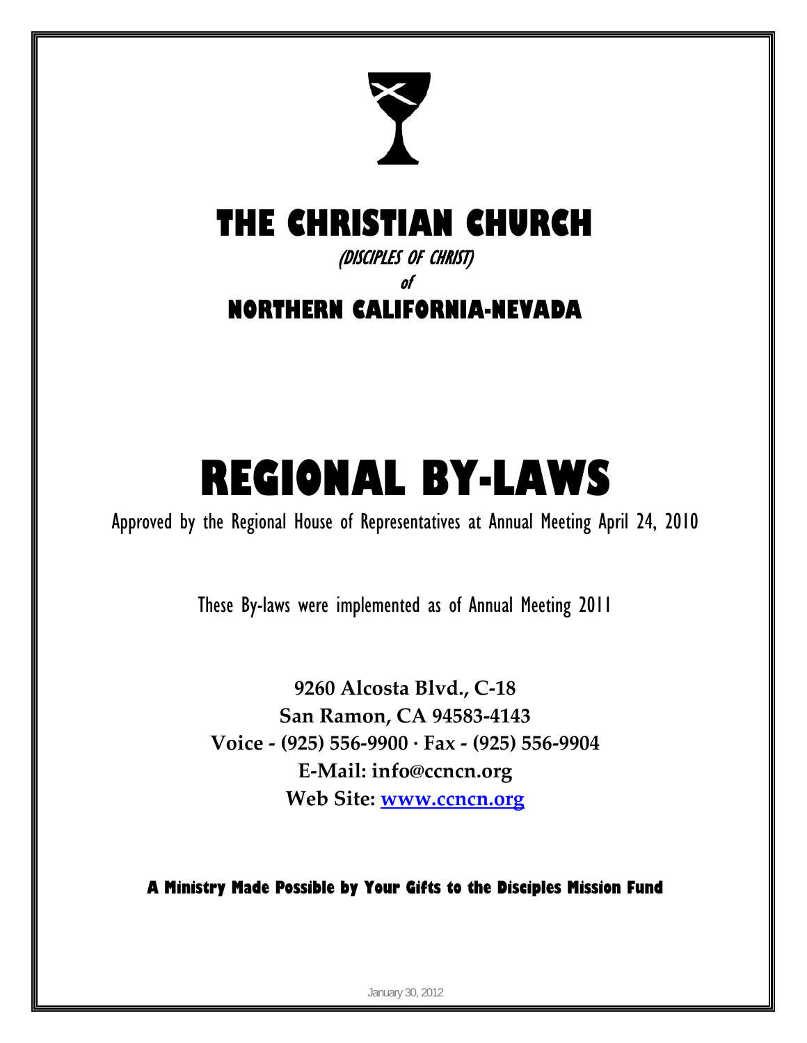# THE CHRISTIAN CHURCH

(DISCIPLES OF CHRIST)

of

## NORTHERN CALIFORNIA-NEVADA

# REGIONAL BY-LAWS

Approved by the Regional House of Representatives at Annual Meeting April 24, 2010

These By-laws were implemented as of Annual Meeting 2011

**9260 Alcosta Blvd., C-18**
**San Ramon, CA 94583-4143**
**Voice - (925) 556-9900 · Fax - (925) 556-9904**
**E-Mail: info@ccncn.org**
**Web Site: www.ccncn.org**

**A Ministry Made Possible by Your Gifts to the Disciples Mission Fund**

January 30, 2012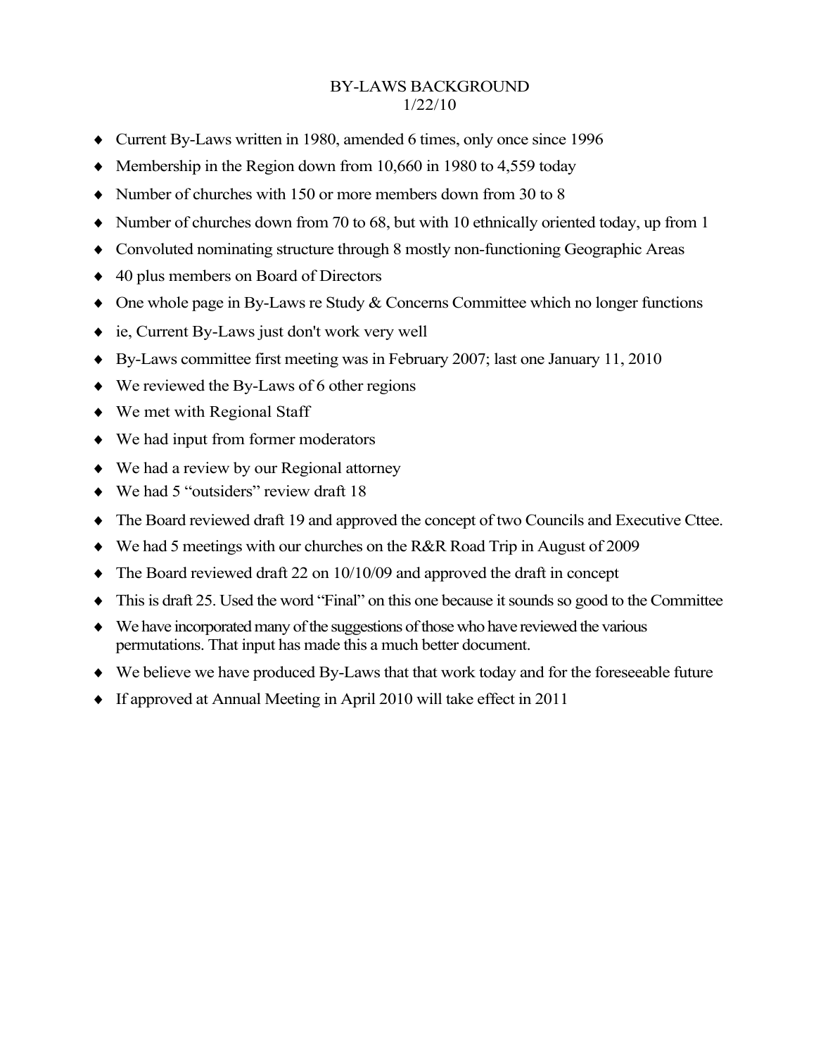# BY-LAWS BACKGROUND

1/22/10

- Current By-Laws written in 1980, amended 6 times, only once since 1996
- Membership in the Region down from 10,660 in 1980 to 4,559 today
- Number of churches with 150 or more members down from 30 to 8
- Number of churches down from 70 to 68, but with 10 ethnically oriented today, up from 1
- Convoluted nominating structure through 8 mostly non-functioning Geographic Areas
- 40 plus members on Board of Directors
- One whole page in By-Laws re Study & Concerns Committee which no longer functions
- ie, Current By-Laws just don't work very well
- By-Laws committee first meeting was in February 2007; last one January 11, 2010
- We reviewed the By-Laws of 6 other regions
- We met with Regional Staff
- We had input from former moderators
- We had a review by our Regional attorney
- We had 5 "outsiders" review draft 18
- The Board reviewed draft 19 and approved the concept of two Councils and Executive Cttee.
- We had 5 meetings with our churches on the R&R Road Trip in August of 2009
- The Board reviewed draft 22 on 10/10/09 and approved the draft in concept
- This is draft 25. Used the word "Final" on this one because it sounds so good to the Committee
- We have incorporated many of the suggestions of those who have reviewed the various permutations. That input has made this a much better document.
- We believe we have produced By-Laws that that work today and for the foreseeable future
- If approved at Annual Meeting in April 2010 will take effect in 2011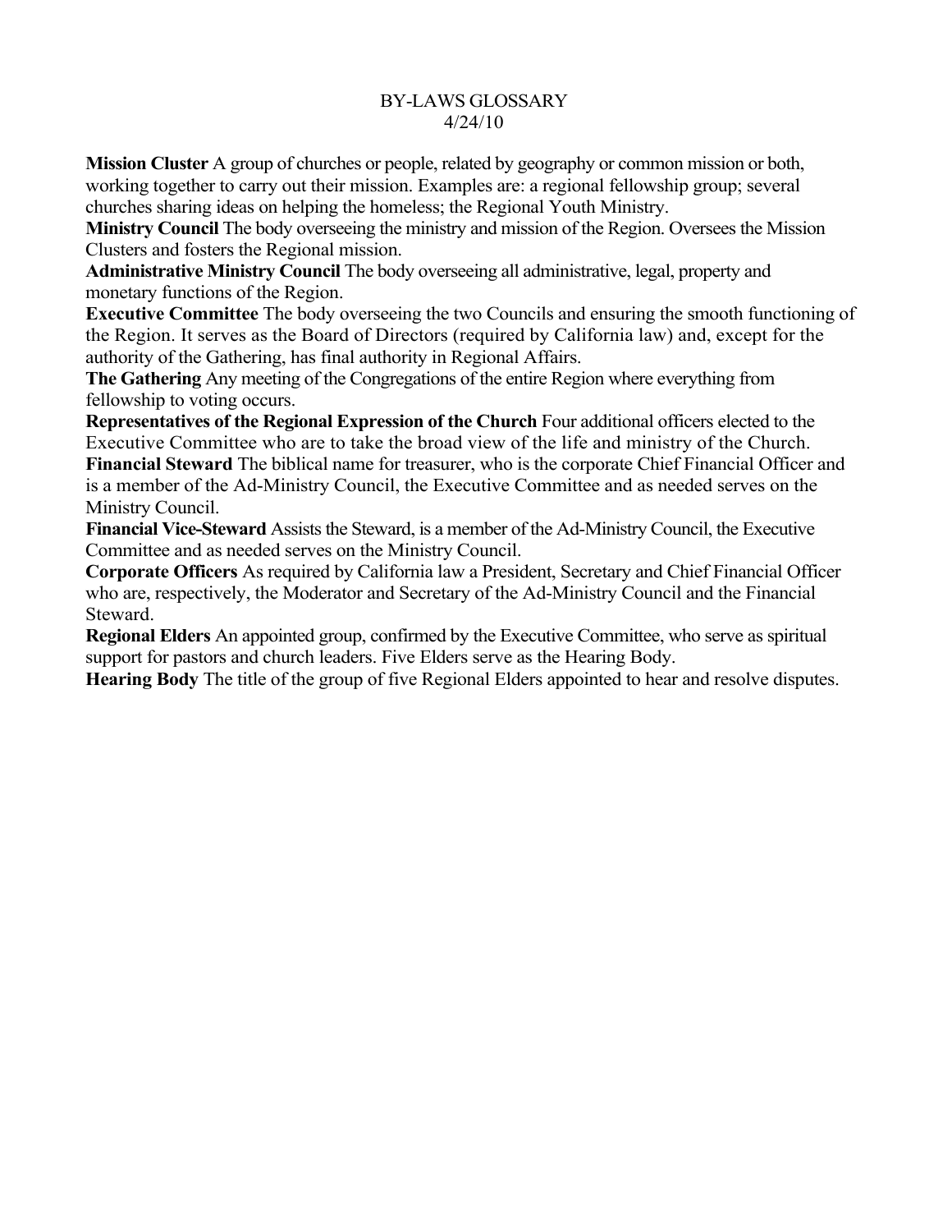# BY-LAWS GLOSSARY

4/24/10

**Mission Cluster** A group of churches or people, related by geography or common mission or both, working together to carry out their mission. Examples are: a regional fellowship group; several churches sharing ideas on helping the homeless; the Regional Youth Ministry.

**Ministry Council** The body overseeing the ministry and mission of the Region. Oversees the Mission Clusters and fosters the Regional mission.

**Administrative Ministry Council** The body overseeing all administrative, legal, property and monetary functions of the Region.

**Executive Committee** The body overseeing the two Councils and ensuring the smooth functioning of the Region. It serves as the Board of Directors (required by California law) and, except for the authority of the Gathering, has final authority in Regional Affairs.

**The Gathering** Any meeting of the Congregations of the entire Region where everything from fellowship to voting occurs.

**Representatives of the Regional Expression of the Church** Four additional officers elected to the Executive Committee who are to take the broad view of the life and ministry of the Church.

**Financial Steward** The biblical name for treasurer, who is the corporate Chief Financial Officer and is a member of the Ad-Ministry Council, the Executive Committee and as needed serves on the Ministry Council.

**Financial Vice-Steward** Assists the Steward, is a member of the Ad-Ministry Council, the Executive Committee and as needed serves on the Ministry Council.

**Corporate Officers** As required by California law a President, Secretary and Chief Financial Officer who are, respectively, the Moderator and Secretary of the Ad-Ministry Council and the Financial Steward.

**Regional Elders** An appointed group, confirmed by the Executive Committee, who serve as spiritual support for pastors and church leaders. Five Elders serve as the Hearing Body.

**Hearing Body** The title of the group of five Regional Elders appointed to hear and resolve disputes.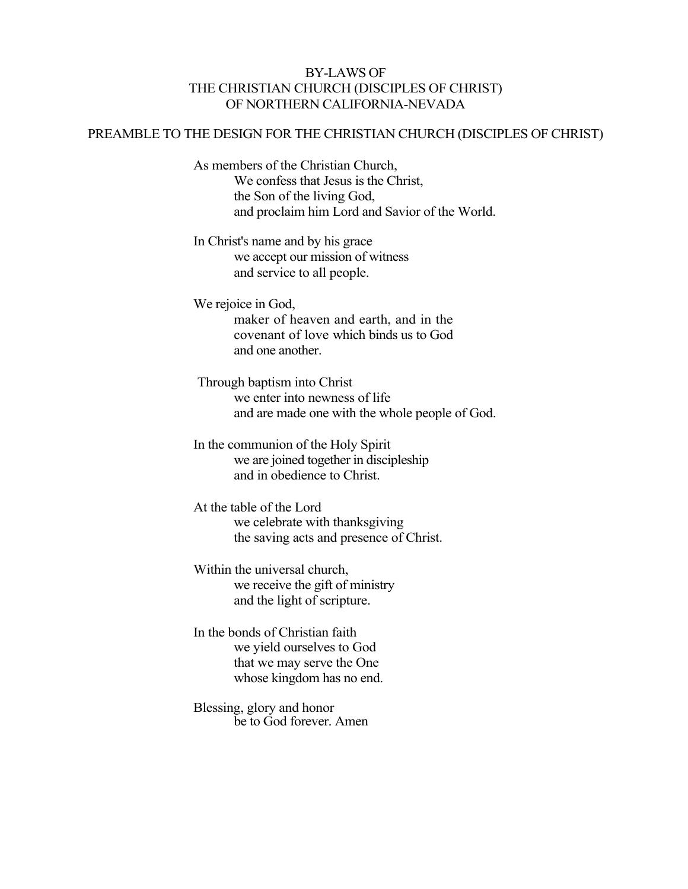# BY-LAWS OF
# THE CHRISTIAN CHURCH (DISCIPLES OF CHRIST)
# OF NORTHERN CALIFORNIA-NEVADA

## PREAMBLE TO THE DESIGN FOR THE CHRISTIAN CHURCH (DISCIPLES OF CHRIST)

As members of the Christian Church,
We confess that Jesus is the Christ,
the Son of the living God,
and proclaim him Lord and Savior of the World.

In Christ's name and by his grace
we accept our mission of witness
and service to all people.

We rejoice in God,
maker of heaven and earth, and in the
covenant of love which binds us to God
and one another.

Through baptism into Christ
we enter into newness of life
and are made one with the whole people of God.

In the communion of the Holy Spirit
we are joined together in discipleship
and in obedience to Christ.

At the table of the Lord
we celebrate with thanksgiving
the saving acts and presence of Christ.

Within the universal church,
we receive the gift of ministry
and the light of scripture.

In the bonds of Christian faith
we yield ourselves to God
that we may serve the One
whose kingdom has no end.

Blessing, glory and honor
be to God forever. Amen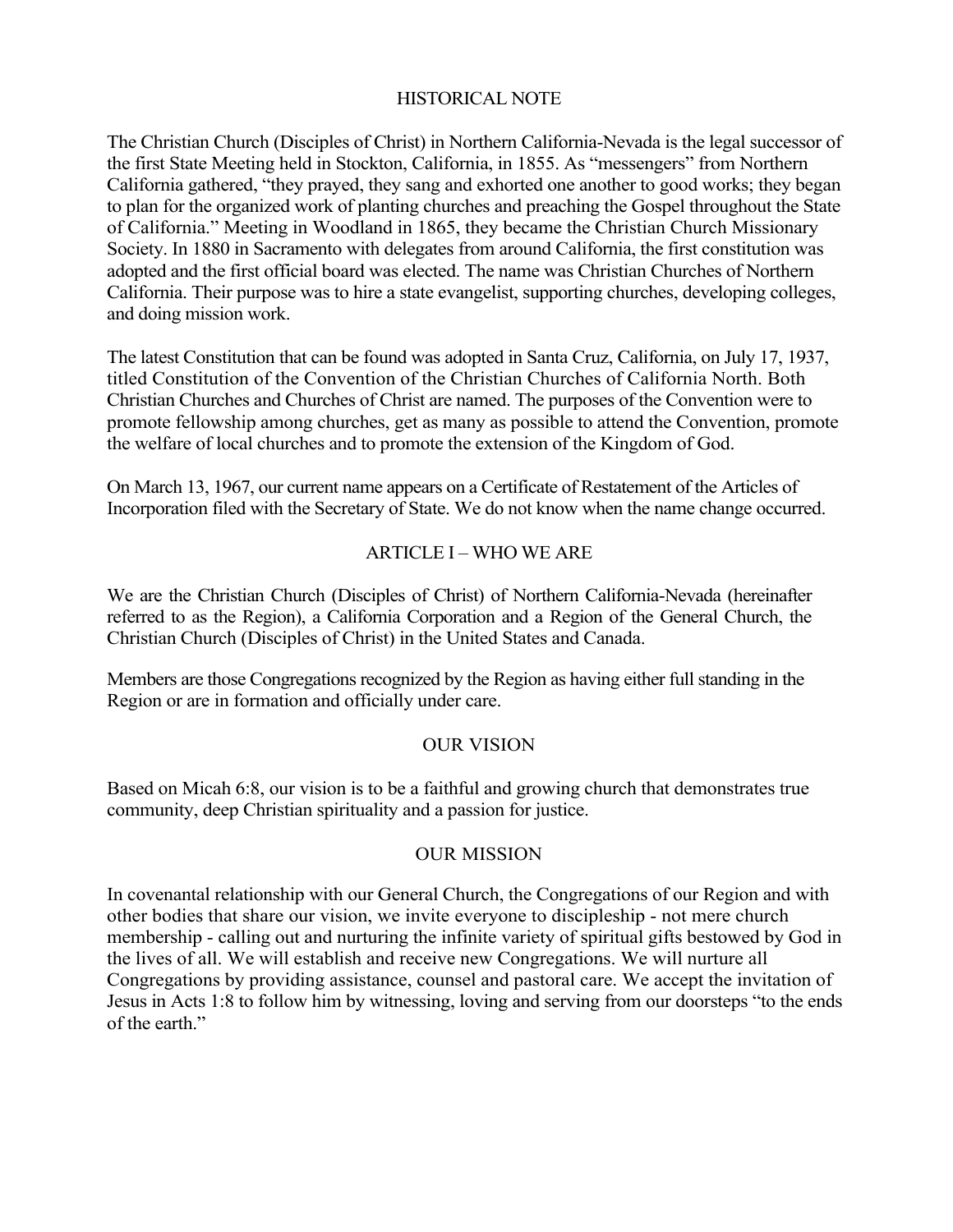## HISTORICAL NOTE

The Christian Church (Disciples of Christ) in Northern California-Nevada is the legal successor of the first State Meeting held in Stockton, California, in 1855. As "messengers" from Northern California gathered, "they prayed, they sang and exhorted one another to good works; they began to plan for the organized work of planting churches and preaching the Gospel throughout the State of California." Meeting in Woodland in 1865, they became the Christian Church Missionary Society. In 1880 in Sacramento with delegates from around California, the first constitution was adopted and the first official board was elected. The name was Christian Churches of Northern California. Their purpose was to hire a state evangelist, supporting churches, developing colleges, and doing mission work.

The latest Constitution that can be found was adopted in Santa Cruz, California, on July 17, 1937, titled Constitution of the Convention of the Christian Churches of California North. Both Christian Churches and Churches of Christ are named. The purposes of the Convention were to promote fellowship among churches, get as many as possible to attend the Convention, promote the welfare of local churches and to promote the extension of the Kingdom of God.

On March 13, 1967, our current name appears on a Certificate of Restatement of the Articles of Incorporation filed with the Secretary of State. We do not know when the name change occurred.

## ARTICLE I – WHO WE ARE

We are the Christian Church (Disciples of Christ) of Northern California-Nevada (hereinafter referred to as the Region), a California Corporation and a Region of the General Church, the Christian Church (Disciples of Christ) in the United States and Canada.

Members are those Congregations recognized by the Region as having either full standing in the Region or are in formation and officially under care.

## OUR VISION

Based on Micah 6:8, our vision is to be a faithful and growing church that demonstrates true community, deep Christian spirituality and a passion for justice.

## OUR MISSION

In covenantal relationship with our General Church, the Congregations of our Region and with other bodies that share our vision, we invite everyone to discipleship - not mere church membership - calling out and nurturing the infinite variety of spiritual gifts bestowed by God in the lives of all. We will establish and receive new Congregations. We will nurture all Congregations by providing assistance, counsel and pastoral care. We accept the invitation of Jesus in Acts 1:8 to follow him by witnessing, loving and serving from our doorsteps "to the ends of the earth."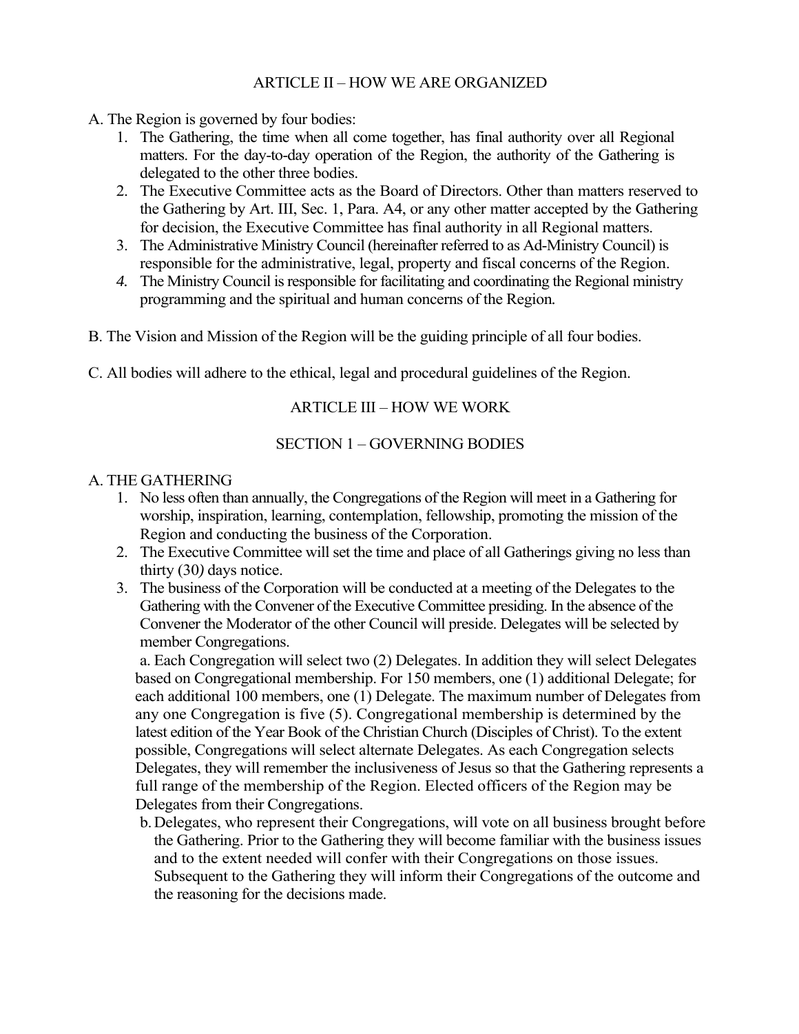## ARTICLE II – HOW WE ARE ORGANIZED

A. The Region is governed by four bodies:

1. The Gathering, the time when all come together, has final authority over all Regional matters. For the day-to-day operation of the Region, the authority of the Gathering is delegated to the other three bodies.
2. The Executive Committee acts as the Board of Directors. Other than matters reserved to the Gathering by Art. III, Sec. 1, Para. A4, or any other matter accepted by the Gathering for decision, the Executive Committee has final authority in all Regional matters.
3. The Administrative Ministry Council (hereinafter referred to as Ad-Ministry Council) is responsible for the administrative, legal, property and fiscal concerns of the Region.
4. The Ministry Council is responsible for facilitating and coordinating the Regional ministry programming and the spiritual and human concerns of the Region.

B. The Vision and Mission of the Region will be the guiding principle of all four bodies.

C. All bodies will adhere to the ethical, legal and procedural guidelines of the Region.

## ARTICLE III – HOW WE WORK

### SECTION 1 – GOVERNING BODIES

A. THE GATHERING

1. No less often than annually, the Congregations of the Region will meet in a Gathering for worship, inspiration, learning, contemplation, fellowship, promoting the mission of the Region and conducting the business of the Corporation.
2. The Executive Committee will set the time and place of all Gatherings giving no less than thirty (30) days notice.
3. The business of the Corporation will be conducted at a meeting of the Delegates to the Gathering with the Convener of the Executive Committee presiding. In the absence of the Convener the Moderator of the other Council will preside. Delegates will be selected by member Congregations.

   a. Each Congregation will select two (2) Delegates. In addition they will select Delegates based on Congregational membership. For 150 members, one (1) additional Delegate; for each additional 100 members, one (1) Delegate. The maximum number of Delegates from any one Congregation is five (5). Congregational membership is determined by the latest edition of the Year Book of the Christian Church (Disciples of Christ). To the extent possible, Congregations will select alternate Delegates. As each Congregation selects Delegates, they will remember the inclusiveness of Jesus so that the Gathering represents a full range of the membership of the Region. Elected officers of the Region may be Delegates from their Congregations.

   b. Delegates, who represent their Congregations, will vote on all business brought before the Gathering. Prior to the Gathering they will become familiar with the business issues and to the extent needed will confer with their Congregations on those issues. Subsequent to the Gathering they will inform their Congregations of the outcome and the reasoning for the decisions made.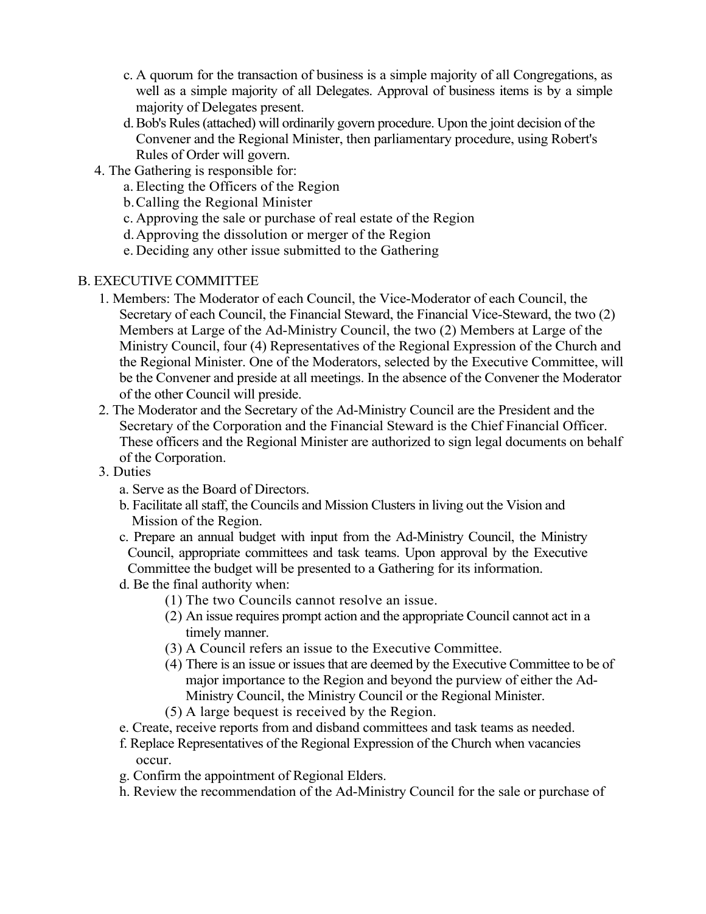c. A quorum for the transaction of business is a simple majority of all Congregations, as well as a simple majority of all Delegates. Approval of business items is by a simple majority of Delegates present.

d. Bob's Rules (attached) will ordinarily govern procedure. Upon the joint decision of the Convener and the Regional Minister, then parliamentary procedure, using Robert's Rules of Order will govern.

4. The Gathering is responsible for:
   - a. Electing the Officers of the Region
   - b. Calling the Regional Minister
   - c. Approving the sale or purchase of real estate of the Region
   - d. Approving the dissolution or merger of the Region
   - e. Deciding any other issue submitted to the Gathering

B. EXECUTIVE COMMITTEE

1. Members: The Moderator of each Council, the Vice-Moderator of each Council, the Secretary of each Council, the Financial Steward, the Financial Vice-Steward, the two (2) Members at Large of the Ad-Ministry Council, the two (2) Members at Large of the Ministry Council, four (4) Representatives of the Regional Expression of the Church and the Regional Minister. One of the Moderators, selected by the Executive Committee, will be the Convener and preside at all meetings. In the absence of the Convener the Moderator of the other Council will preside.
2. The Moderator and the Secretary of the Ad-Ministry Council are the President and the Secretary of the Corporation and the Financial Steward is the Chief Financial Officer. These officers and the Regional Minister are authorized to sign legal documents on behalf of the Corporation.
3. Duties
   - a. Serve as the Board of Directors.
   - b. Facilitate all staff, the Councils and Mission Clusters in living out the Vision and Mission of the Region.
   - c. Prepare an annual budget with input from the Ad-Ministry Council, the Ministry Council, appropriate committees and task teams. Upon approval by the Executive Committee the budget will be presented to a Gathering for its information.
   - d. Be the final authority when:
     - (1) The two Councils cannot resolve an issue.
     - (2) An issue requires prompt action and the appropriate Council cannot act in a timely manner.
     - (3) A Council refers an issue to the Executive Committee.
     - (4) There is an issue or issues that are deemed by the Executive Committee to be of major importance to the Region and beyond the purview of either the Ad-Ministry Council, the Ministry Council or the Regional Minister.
     - (5) A large bequest is received by the Region.
   - e. Create, receive reports from and disband committees and task teams as needed.
   - f. Replace Representatives of the Regional Expression of the Church when vacancies occur.
   - g. Confirm the appointment of Regional Elders.
   - h. Review the recommendation of the Ad-Ministry Council for the sale or purchase of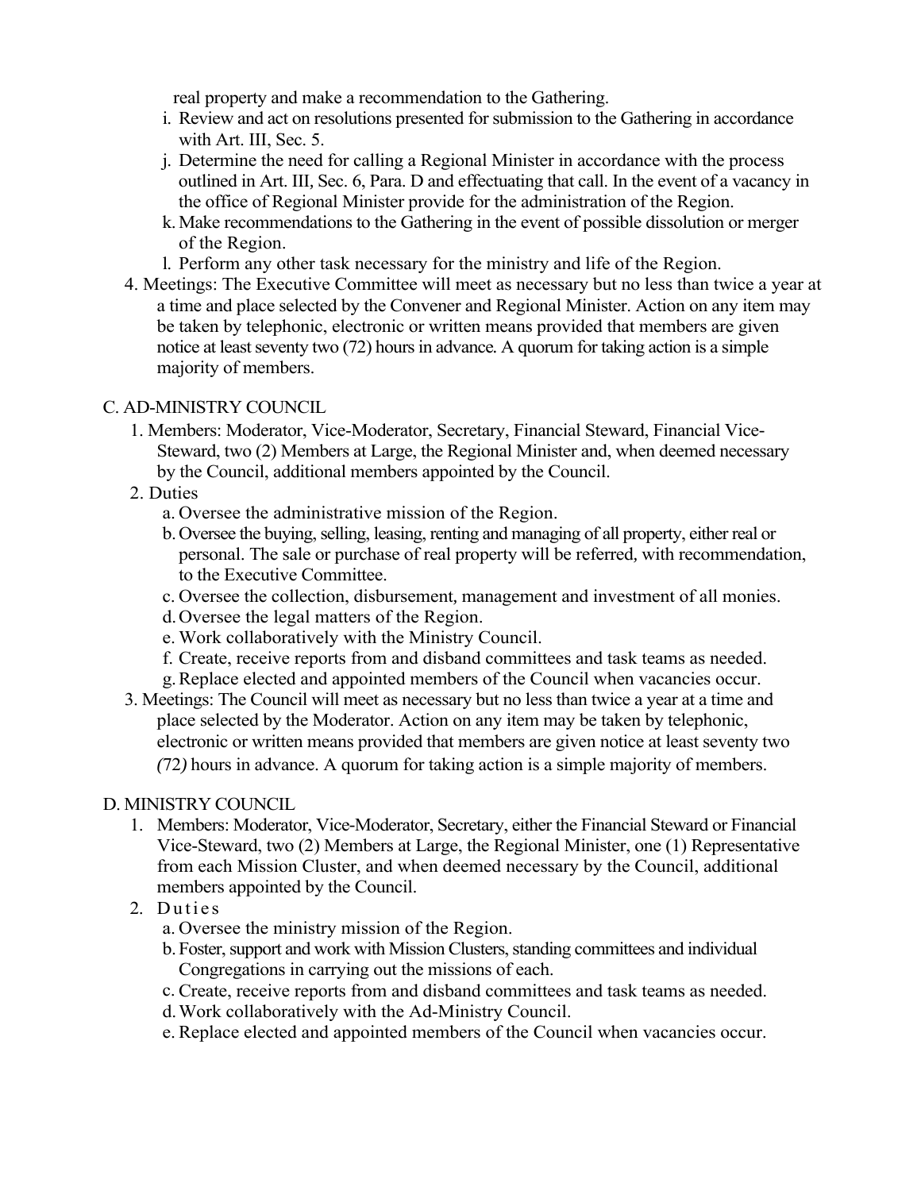real property and make a recommendation to the Gathering.

i. Review and act on resolutions presented for submission to the Gathering in accordance with Art. III, Sec. 5.
j. Determine the need for calling a Regional Minister in accordance with the process outlined in Art. III, Sec. 6, Para. D and effectuating that call. In the event of a vacancy in the office of Regional Minister provide for the administration of the Region.
k. Make recommendations to the Gathering in the event of possible dissolution or merger of the Region.
l. Perform any other task necessary for the ministry and life of the Region.

4. Meetings: The Executive Committee will meet as necessary but no less than twice a year at a time and place selected by the Convener and Regional Minister. Action on any item may be taken by telephonic, electronic or written means provided that members are given notice at least seventy two (72) hours in advance. A quorum for taking action is a simple majority of members.

C. AD-MINISTRY COUNCIL

1. Members: Moderator, Vice-Moderator, Secretary, Financial Steward, Financial Vice-Steward, two (2) Members at Large, the Regional Minister and, when deemed necessary by the Council, additional members appointed by the Council.
2. Duties
   a. Oversee the administrative mission of the Region.
   b. Oversee the buying, selling, leasing, renting and managing of all property, either real or personal. The sale or purchase of real property will be referred, with recommendation, to the Executive Committee.
   c. Oversee the collection, disbursement, management and investment of all monies.
   d. Oversee the legal matters of the Region.
   e. Work collaboratively with the Ministry Council.
   f. Create, receive reports from and disband committees and task teams as needed.
   g. Replace elected and appointed members of the Council when vacancies occur.
3. Meetings: The Council will meet as necessary but no less than twice a year at a time and place selected by the Moderator. Action on any item may be taken by telephonic, electronic or written means provided that members are given notice at least seventy two (72) hours in advance. A quorum for taking action is a simple majority of members.

D. MINISTRY COUNCIL

1. Members: Moderator, Vice-Moderator, Secretary, either the Financial Steward or Financial Vice-Steward, two (2) Members at Large, the Regional Minister, one (1) Representative from each Mission Cluster, and when deemed necessary by the Council, additional members appointed by the Council.
2. Duties
   a. Oversee the ministry mission of the Region.
   b. Foster, support and work with Mission Clusters, standing committees and individual Congregations in carrying out the missions of each.
   c. Create, receive reports from and disband committees and task teams as needed.
   d. Work collaboratively with the Ad-Ministry Council.
   e. Replace elected and appointed members of the Council when vacancies occur.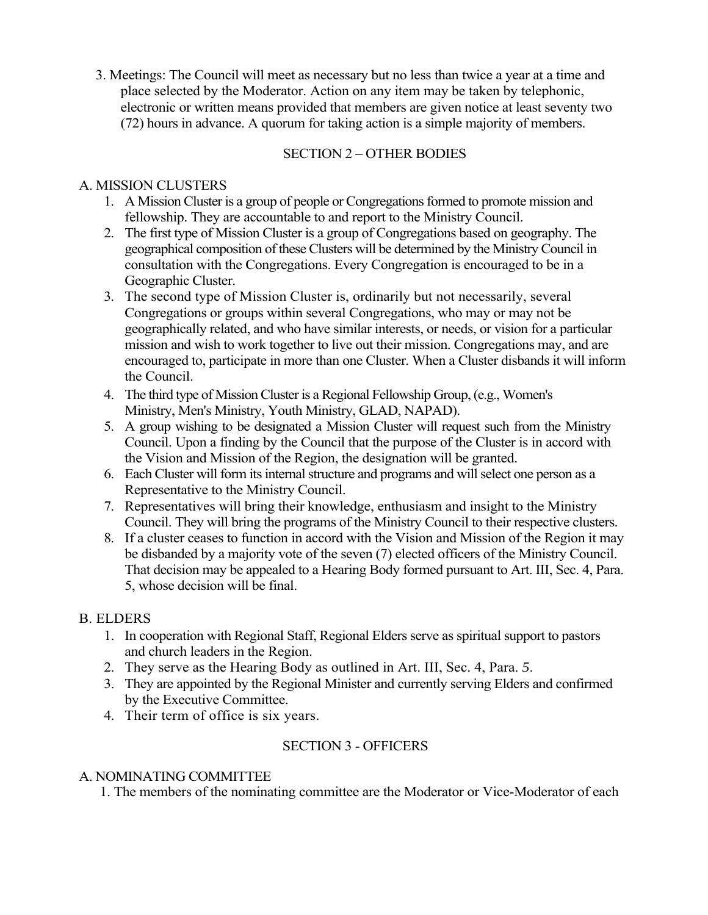3. Meetings: The Council will meet as necessary but no less than twice a year at a time and place selected by the Moderator. Action on any item may be taken by telephonic, electronic or written means provided that members are given notice at least seventy two (72) hours in advance. A quorum for taking action is a simple majority of members.

## SECTION 2 – OTHER BODIES

### A. MISSION CLUSTERS

1. A Mission Cluster is a group of people or Congregations formed to promote mission and fellowship. They are accountable to and report to the Ministry Council.
2. The first type of Mission Cluster is a group of Congregations based on geography. The geographical composition of these Clusters will be determined by the Ministry Council in consultation with the Congregations. Every Congregation is encouraged to be in a Geographic Cluster.
3. The second type of Mission Cluster is, ordinarily but not necessarily, several Congregations or groups within several Congregations, who may or may not be geographically related, and who have similar interests, or needs, or vision for a particular mission and wish to work together to live out their mission. Congregations may, and are encouraged to, participate in more than one Cluster. When a Cluster disbands it will inform the Council.
4. The third type of Mission Cluster is a Regional Fellowship Group, (e.g., Women's Ministry, Men's Ministry, Youth Ministry, GLAD, NAPAD).
5. A group wishing to be designated a Mission Cluster will request such from the Ministry Council. Upon a finding by the Council that the purpose of the Cluster is in accord with the Vision and Mission of the Region, the designation will be granted.
6. Each Cluster will form its internal structure and programs and will select one person as a Representative to the Ministry Council.
7. Representatives will bring their knowledge, enthusiasm and insight to the Ministry Council. They will bring the programs of the Ministry Council to their respective clusters.
8. If a cluster ceases to function in accord with the Vision and Mission of the Region it may be disbanded by a majority vote of the seven (7) elected officers of the Ministry Council. That decision may be appealed to a Hearing Body formed pursuant to Art. III, Sec. 4, Para. 5, whose decision will be final.

### B. ELDERS

1. In cooperation with Regional Staff, Regional Elders serve as spiritual support to pastors and church leaders in the Region.
2. They serve as the Hearing Body as outlined in Art. III, Sec. 4, Para. *5*.
3. They are appointed by the Regional Minister and currently serving Elders and confirmed by the Executive Committee.
4. Their term of office is six years.

## SECTION 3 - OFFICERS

### A. NOMINATING COMMITTEE

1. The members of the nominating committee are the Moderator or Vice-Moderator of each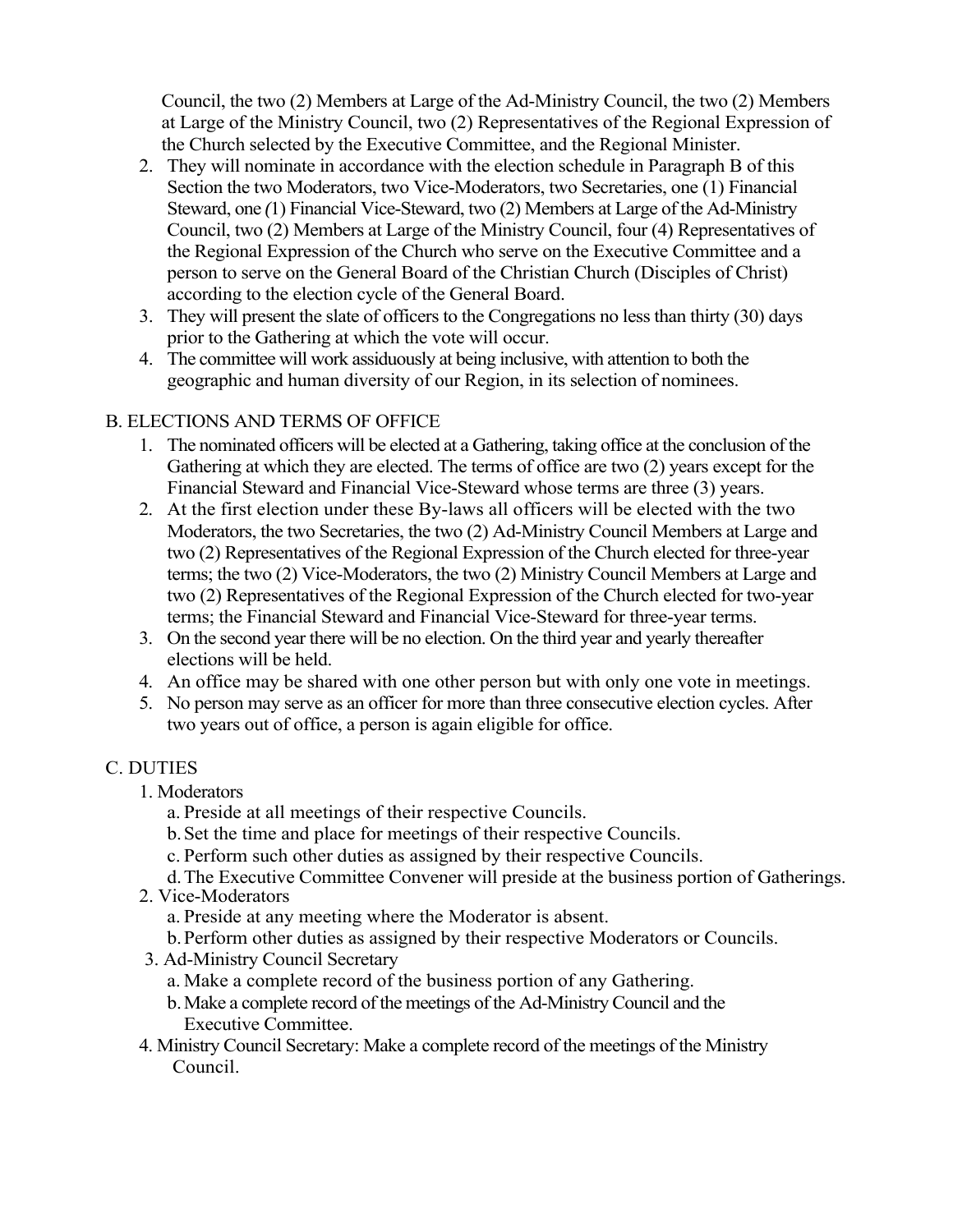Council, the two (2) Members at Large of the Ad-Ministry Council, the two (2) Members at Large of the Ministry Council, two (2) Representatives of the Regional Expression of the Church selected by the Executive Committee, and the Regional Minister.

2. They will nominate in accordance with the election schedule in Paragraph B of this Section the two Moderators, two Vice-Moderators, two Secretaries, one (1) Financial Steward, one (1) Financial Vice-Steward, two (2) Members at Large of the Ad-Ministry Council, two (2) Members at Large of the Ministry Council, four (4) Representatives of the Regional Expression of the Church who serve on the Executive Committee and a person to serve on the General Board of the Christian Church (Disciples of Christ) according to the election cycle of the General Board.
3. They will present the slate of officers to the Congregations no less than thirty (30) days prior to the Gathering at which the vote will occur.
4. The committee will work assiduously at being inclusive, with attention to both the geographic and human diversity of our Region, in its selection of nominees.

B. ELECTIONS AND TERMS OF OFFICE

1. The nominated officers will be elected at a Gathering, taking office at the conclusion of the Gathering at which they are elected. The terms of office are two (2) years except for the Financial Steward and Financial Vice-Steward whose terms are three (3) years.
2. At the first election under these By-laws all officers will be elected with the two Moderators, the two Secretaries, the two (2) Ad-Ministry Council Members at Large and two (2) Representatives of the Regional Expression of the Church elected for three-year terms; the two (2) Vice-Moderators, the two (2) Ministry Council Members at Large and two (2) Representatives of the Regional Expression of the Church elected for two-year terms; the Financial Steward and Financial Vice-Steward for three-year terms.
3. On the second year there will be no election. On the third year and yearly thereafter elections will be held.
4. An office may be shared with one other person but with only one vote in meetings.
5. No person may serve as an officer for more than three consecutive election cycles. After two years out of office, a person is again eligible for office.

C. DUTIES

1. Moderators
   a. Preside at all meetings of their respective Councils.
   b. Set the time and place for meetings of their respective Councils.
   c. Perform such other duties as assigned by their respective Councils.
   d. The Executive Committee Convener will preside at the business portion of Gatherings.
2. Vice-Moderators
   a. Preside at any meeting where the Moderator is absent.
   b. Perform other duties as assigned by their respective Moderators or Councils.
3. Ad-Ministry Council Secretary
   a. Make a complete record of the business portion of any Gathering.
   b. Make a complete record of the meetings of the Ad-Ministry Council and the Executive Committee.
4. Ministry Council Secretary: Make a complete record of the meetings of the Ministry Council.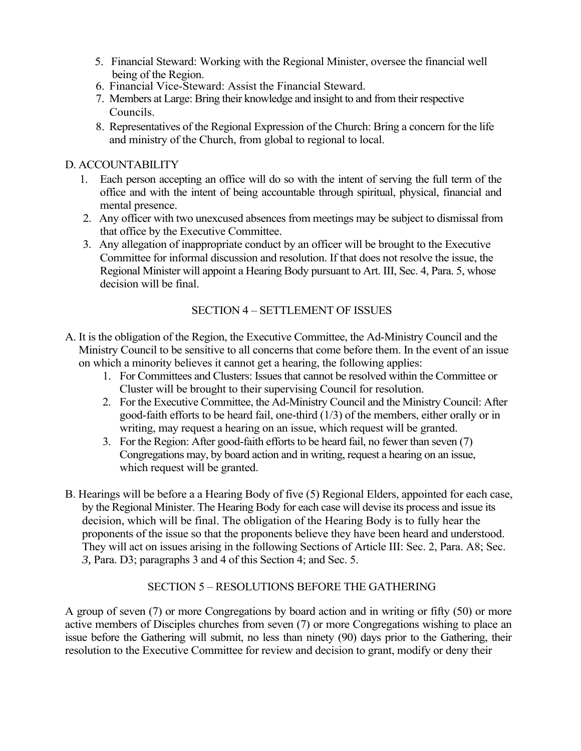5. Financial Steward: Working with the Regional Minister, oversee the financial well being of the Region.
6. Financial Vice-Steward: Assist the Financial Steward.
7. Members at Large: Bring their knowledge and insight to and from their respective Councils.
8. Representatives of the Regional Expression of the Church: Bring a concern for the life and ministry of the Church, from global to regional to local.

D. ACCOUNTABILITY

1. Each person accepting an office will do so with the intent of serving the full term of the office and with the intent of being accountable through spiritual, physical, financial and mental presence.
2. Any officer with two unexcused absences from meetings may be subject to dismissal from that office by the Executive Committee.
3. Any allegation of inappropriate conduct by an officer will be brought to the Executive Committee for informal discussion and resolution. If that does not resolve the issue, the Regional Minister will appoint a Hearing Body pursuant to Art. III, Sec. 4, Para. 5, whose decision will be final.

## SECTION 4 – SETTLEMENT OF ISSUES

A. It is the obligation of the Region, the Executive Committee, the Ad-Ministry Council and the Ministry Council to be sensitive to all concerns that come before them. In the event of an issue on which a minority believes it cannot get a hearing, the following applies:

1. For Committees and Clusters: Issues that cannot be resolved within the Committee or Cluster will be brought to their supervising Council for resolution.
2. For the Executive Committee, the Ad-Ministry Council and the Ministry Council: After good-faith efforts to be heard fail, one-third (1/3) of the members, either orally or in writing, may request a hearing on an issue, which request will be granted.
3. For the Region: After good-faith efforts to be heard fail, no fewer than seven (7) Congregations may, by board action and in writing, request a hearing on an issue, which request will be granted.

B. Hearings will be before a a Hearing Body of five (5) Regional Elders, appointed for each case, by the Regional Minister. The Hearing Body for each case will devise its process and issue its decision, which will be final. The obligation of the Hearing Body is to fully hear the proponents of the issue so that the proponents believe they have been heard and understood. They will act on issues arising in the following Sections of Article III: Sec. 2, Para. A8; Sec. *3,* Para. D3; paragraphs 3 and 4 of this Section 4; and Sec. 5.

## SECTION 5 – RESOLUTIONS BEFORE THE GATHERING

A group of seven (7) or more Congregations by board action and in writing or fifty (50) or more active members of Disciples churches from seven (7) or more Congregations wishing to place an issue before the Gathering will submit, no less than ninety (90) days prior to the Gathering, their resolution to the Executive Committee for review and decision to grant, modify or deny their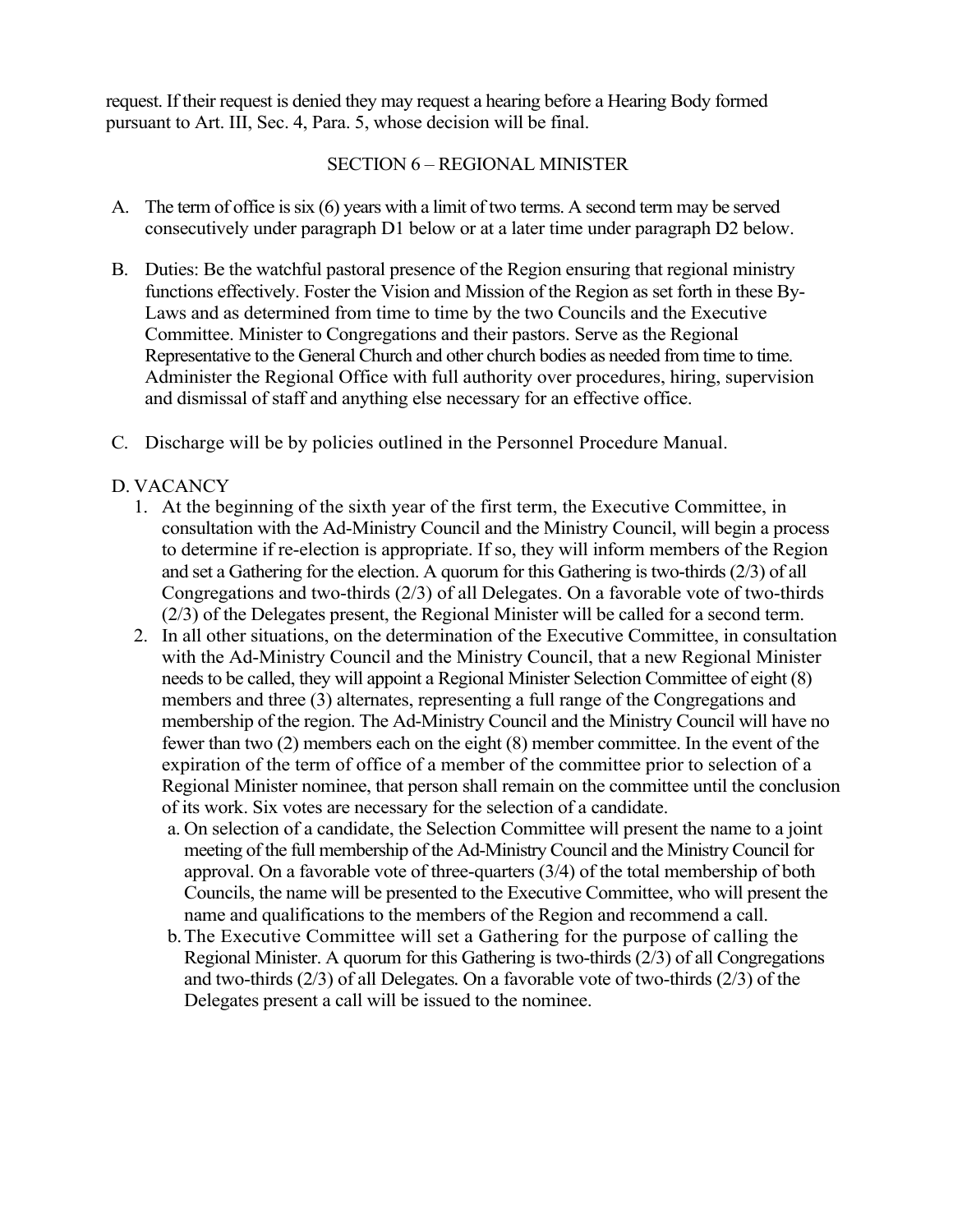request. If their request is denied they may request a hearing before a Hearing Body formed pursuant to Art. III, Sec. 4, Para. 5, whose decision will be final.

### SECTION 6 – REGIONAL MINISTER

A. The term of office is six (6) years with a limit of two terms. A second term may be served consecutively under paragraph D1 below or at a later time under paragraph D2 below.

B. Duties: Be the watchful pastoral presence of the Region ensuring that regional ministry functions effectively. Foster the Vision and Mission of the Region as set forth in these By-Laws and as determined from time to time by the two Councils and the Executive Committee. Minister to Congregations and their pastors. Serve as the Regional Representative to the General Church and other church bodies as needed from time to time. Administer the Regional Office with full authority over procedures, hiring, supervision and dismissal of staff and anything else necessary for an effective office.

C. Discharge will be by policies outlined in the Personnel Procedure Manual.

D. VACANCY

1. At the beginning of the sixth year of the first term, the Executive Committee, in consultation with the Ad-Ministry Council and the Ministry Council, will begin a process to determine if re-election is appropriate. If so, they will inform members of the Region and set a Gathering for the election. A quorum for this Gathering is two-thirds (2/3) of all Congregations and two-thirds (2/3) of all Delegates. On a favorable vote of two-thirds (2/3) of the Delegates present, the Regional Minister will be called for a second term.
2. In all other situations, on the determination of the Executive Committee, in consultation with the Ad-Ministry Council and the Ministry Council, that a new Regional Minister needs to be called, they will appoint a Regional Minister Selection Committee of eight (8) members and three (3) alternates, representing a full range of the Congregations and membership of the region. The Ad-Ministry Council and the Ministry Council will have no fewer than two (2) members each on the eight (8) member committee. In the event of the expiration of the term of office of a member of the committee prior to selection of a Regional Minister nominee, that person shall remain on the committee until the conclusion of its work. Six votes are necessary for the selection of a candidate.
   a. On selection of a candidate, the Selection Committee will present the name to a joint meeting of the full membership of the Ad-Ministry Council and the Ministry Council for approval. On a favorable vote of three-quarters (3/4) of the total membership of both Councils, the name will be presented to the Executive Committee, who will present the name and qualifications to the members of the Region and recommend a call.
   b. The Executive Committee will set a Gathering for the purpose of calling the Regional Minister. A quorum for this Gathering is two-thirds (2/3) of all Congregations and two-thirds (2/3) of all Delegates. On a favorable vote of two-thirds (2/3) of the Delegates present a call will be issued to the nominee.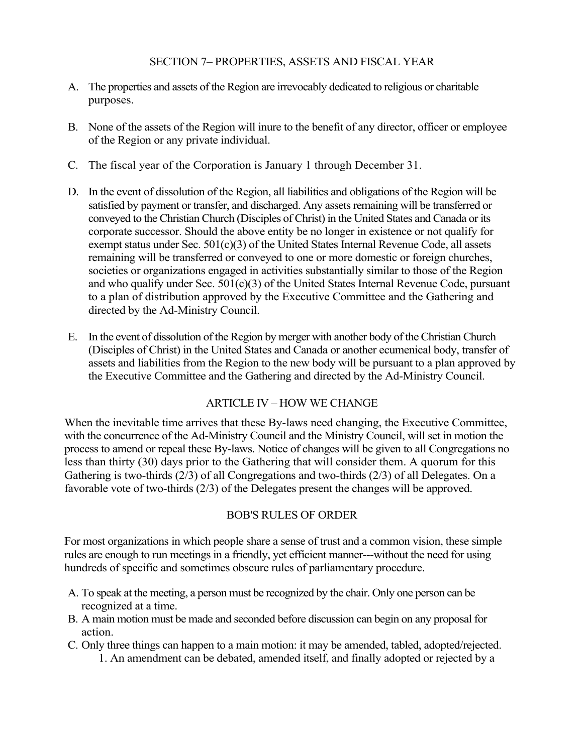## SECTION 7– PROPERTIES, ASSETS AND FISCAL YEAR

A. The properties and assets of the Region are irrevocably dedicated to religious or charitable purposes.

B. None of the assets of the Region will inure to the benefit of any director, officer or employee of the Region or any private individual.

C. The fiscal year of the Corporation is January 1 through December 31.

D. In the event of dissolution of the Region, all liabilities and obligations of the Region will be satisfied by payment or transfer, and discharged. Any assets remaining will be transferred or conveyed to the Christian Church (Disciples of Christ) in the United States and Canada or its corporate successor. Should the above entity be no longer in existence or not qualify for exempt status under Sec. 501(c)(3) of the United States Internal Revenue Code, all assets remaining will be transferred or conveyed to one or more domestic or foreign churches, societies or organizations engaged in activities substantially similar to those of the Region and who qualify under Sec. 501(c)(3) of the United States Internal Revenue Code, pursuant to a plan of distribution approved by the Executive Committee and the Gathering and directed by the Ad-Ministry Council.

E. In the event of dissolution of the Region by merger with another body of the Christian Church (Disciples of Christ) in the United States and Canada or another ecumenical body, transfer of assets and liabilities from the Region to the new body will be pursuant to a plan approved by the Executive Committee and the Gathering and directed by the Ad-Ministry Council.

## ARTICLE IV – HOW WE CHANGE

When the inevitable time arrives that these By-laws need changing, the Executive Committee, with the concurrence of the Ad-Ministry Council and the Ministry Council, will set in motion the process to amend or repeal these By-laws. Notice of changes will be given to all Congregations no less than thirty (30) days prior to the Gathering that will consider them. A quorum for this Gathering is two-thirds (2/3) of all Congregations and two-thirds (2/3) of all Delegates. On a favorable vote of two-thirds (2/3) of the Delegates present the changes will be approved.

## BOB'S RULES OF ORDER

For most organizations in which people share a sense of trust and a common vision, these simple rules are enough to run meetings in a friendly, yet efficient manner---without the need for using hundreds of specific and sometimes obscure rules of parliamentary procedure.

A. To speak at the meeting, a person must be recognized by the chair. Only one person can be recognized at a time.
B. A main motion must be made and seconded before discussion can begin on any proposal for action.
C. Only three things can happen to a main motion: it may be amended, tabled, adopted/rejected.
    1. An amendment can be debated, amended itself, and finally adopted or rejected by a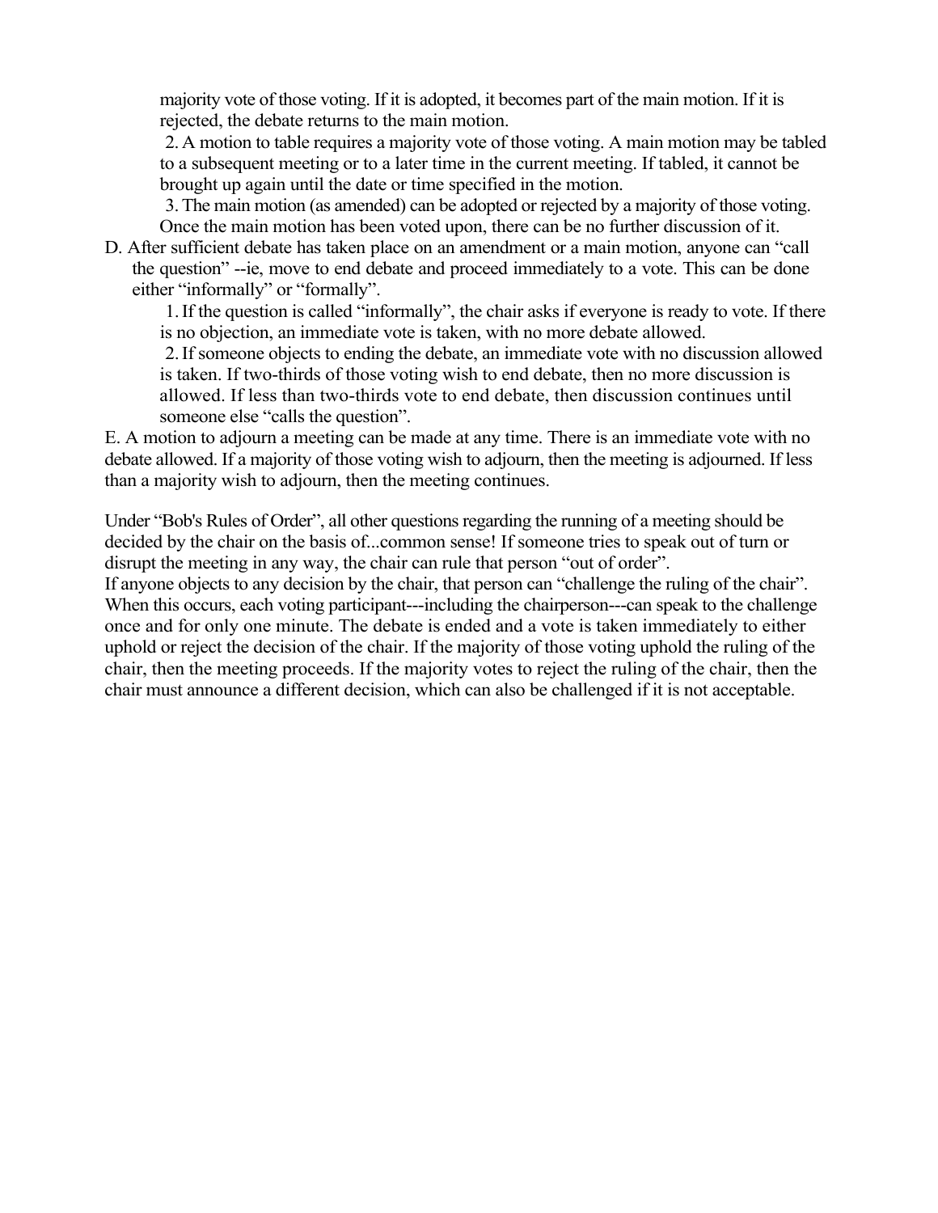majority vote of those voting. If it is adopted, it becomes part of the main motion. If it is rejected, the debate returns to the main motion.

2. A motion to table requires a majority vote of those voting. A main motion may be tabled to a subsequent meeting or to a later time in the current meeting. If tabled, it cannot be brought up again until the date or time specified in the motion.

3. The main motion (as amended) can be adopted or rejected by a majority of those voting. Once the main motion has been voted upon, there can be no further discussion of it.

D. After sufficient debate has taken place on an amendment or a main motion, anyone can "call the question" --ie, move to end debate and proceed immediately to a vote. This can be done either "informally" or "formally".

1. If the question is called "informally", the chair asks if everyone is ready to vote. If there is no objection, an immediate vote is taken, with no more debate allowed.

2. If someone objects to ending the debate, an immediate vote with no discussion allowed is taken. If two-thirds of those voting wish to end debate, then no more discussion is allowed. If less than two-thirds vote to end debate, then discussion continues until someone else "calls the question".

E. A motion to adjourn a meeting can be made at any time. There is an immediate vote with no debate allowed. If a majority of those voting wish to adjourn, then the meeting is adjourned. If less than a majority wish to adjourn, then the meeting continues.

Under "Bob's Rules of Order", all other questions regarding the running of a meeting should be decided by the chair on the basis of...common sense! If someone tries to speak out of turn or disrupt the meeting in any way, the chair can rule that person "out of order".
If anyone objects to any decision by the chair, that person can "challenge the ruling of the chair". When this occurs, each voting participant---including the chairperson---can speak to the challenge once and for only one minute. The debate is ended and a vote is taken immediately to either uphold or reject the decision of the chair. If the majority of those voting uphold the ruling of the chair, then the meeting proceeds. If the majority votes to reject the ruling of the chair, then the chair must announce a different decision, which can also be challenged if it is not acceptable.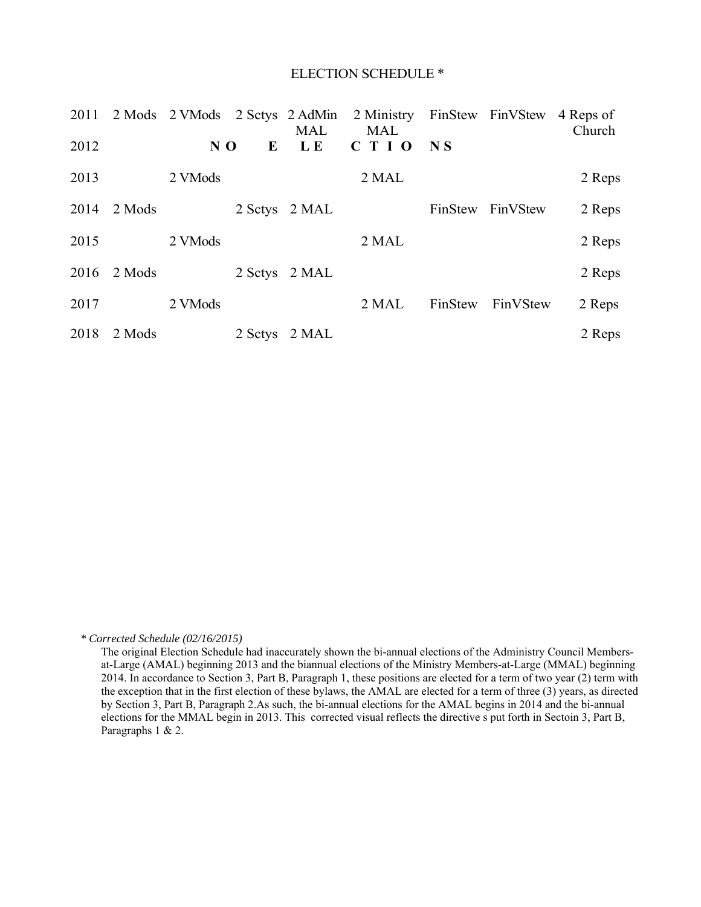# ELECTION SCHEDULE *

| | | | | | | | | |
|---|---|---|---|---|---|---|---|---|
| 2011 | 2 Mods | 2 VMods | 2 Sctys | 2 AdMin MAL | 2 Ministry MAL | FinStew | FinVStew | 4 Reps of Church |
| 2012 | | N O | E | L E | C T I O | N S | | |
| 2013 | | 2 VMods | | | 2 MAL | | | 2 Reps |
| 2014 | 2 Mods | | 2 Sctys | 2 MAL | | FinStew | FinVStew | 2 Reps |
| 2015 | | 2 VMods | | | 2 MAL | | | 2 Reps |
| 2016 | 2 Mods | | 2 Sctys | 2 MAL | | | | 2 Reps |
| 2017 | | 2 VMods | | | 2 MAL | FinStew | FinVStew | 2 Reps |
| 2018 | 2 Mods | | 2 Sctys | 2 MAL | | | | 2 Reps |

\* *Corrected Schedule (02/16/2015)*

The original Election Schedule had inaccurately shown the bi-annual elections of the Administry Council Members-at-Large (AMAL) beginning 2013 and the biannual elections of the Ministry Members-at-Large (MMAL) beginning 2014. In accordance to Section 3, Part B, Paragraph 1, these positions are elected for a term of two year (2) term with the exception that in the first election of these bylaws, the AMAL are elected for a term of three (3) years, as directed by Section 3, Part B, Paragraph 2.As such, the bi-annual elections for the AMAL begins in 2014 and the bi-annual elections for the MMAL begin in 2013. This corrected visual reflects the directive s put forth in Sectoin 3, Part B, Paragraphs 1 & 2.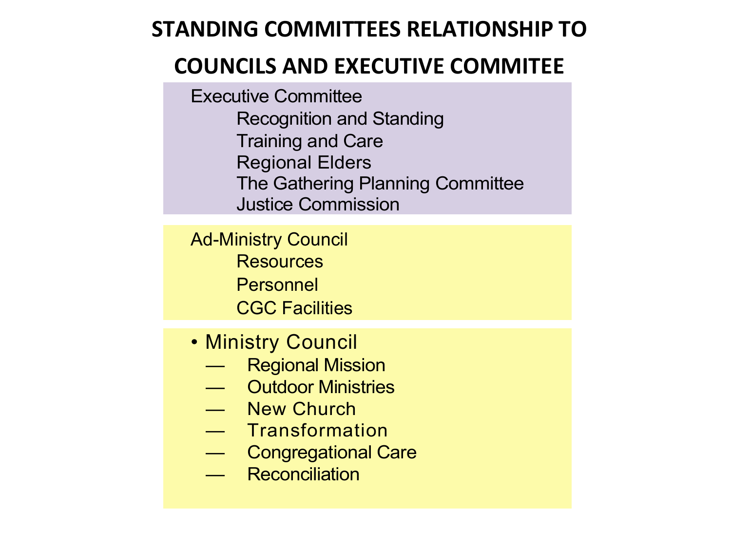# STANDING COMMITTEES RELATIONSHIP TO COUNCILS AND EXECUTIVE COMMITEE

Executive Committee

- Recognition and Standing
- Training and Care
- Regional Elders
- The Gathering Planning Committee
- Justice Commission

Ad-Ministry Council

- Resources
- Personnel
- CGC Facilities

- Ministry Council
  - Regional Mission
  - Outdoor Ministries
  - New Church
  - Transformation
  - Congregational Care
  - Reconciliation